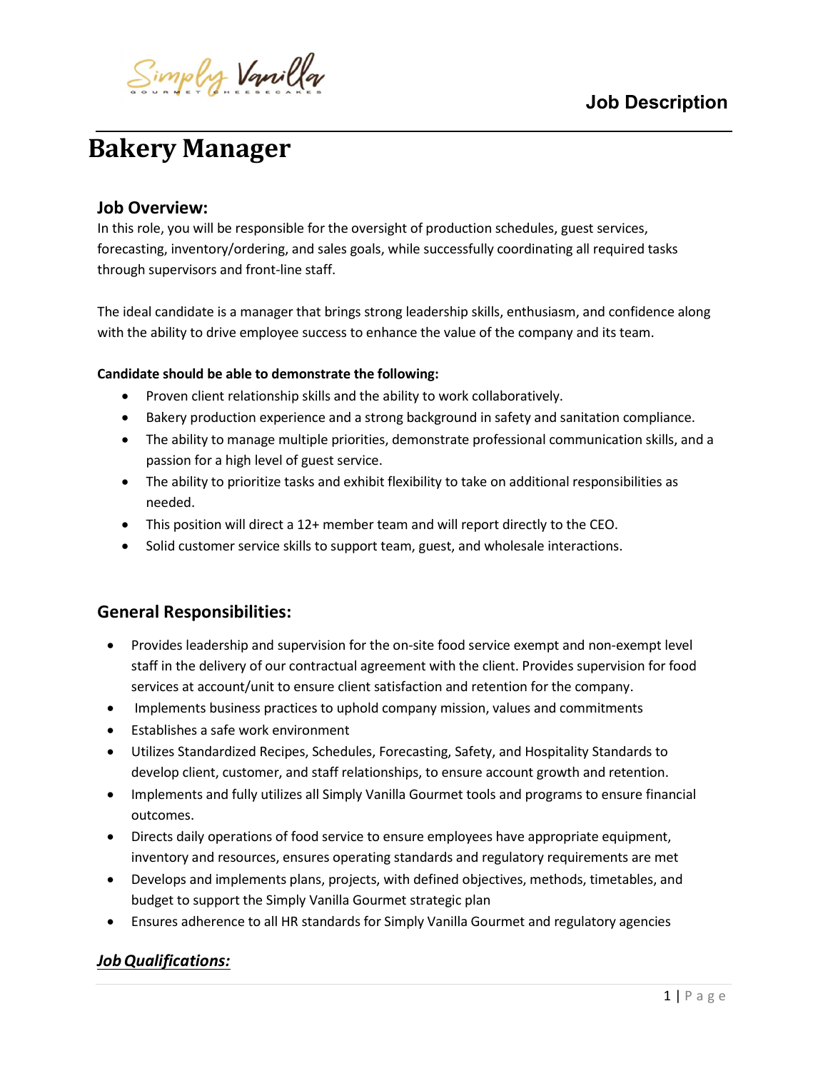Job Description

# Bakery Manager

## Job Overview:

In this role, you will be responsible for the oversight of production schedules, guest services, forecasting, inventory/ordering, and sales goals, while successfully coordinating all required tasks through supervisors and front-line staff.

The ideal candidate is a manager that brings strong leadership skills, enthusiasm, and confidence along with the ability to drive employee success to enhance the value of the company and its team.

**Candidate should be able to demonstrate the following:**

- Proven client relationship skills and the ability to work collaboratively.
- Bakery production experience and a strong background in safety and sanitation compliance.
- The ability to manage multiple priorities, demonstrate professional communication skills, and a passion for a high level of guest service.
- The ability to prioritize tasks and exhibit flexibility to take on additional responsibilities as needed.
- This position will direct a 12+ member team and will report directly to the CEO.
- Solid customer service skills to support team, guest, and wholesale interactions.

## General Responsibilities:

- Provides leadership and supervision for the on-site food service exempt and non-exempt level staff in the delivery of our contractual agreement with the client. Provides supervision for food services at account/unit to ensure client satisfaction and retention for the company.
- Implements business practices to uphold company mission, values and commitments
- Establishes a safe work environment
- Utilizes Standardized Recipes, Schedules, Forecasting, Safety, and Hospitality Standards to develop client, customer, and staff relationships, to ensure account growth and retention.
- Implements and fully utilizes all Simply Vanilla Gourmet tools and programs to ensure financial outcomes.
- Directs daily operations of food service to ensure employees have appropriate equipment, inventory and resources, ensures operating standards and regulatory requirements are met
- Develops and implements plans, projects, with defined objectives, methods, timetables, and budget to support the Simply Vanilla Gourmet strategic plan
- Ensures adherence to all HR standards for Simply Vanilla Gourmet and regulatory agencies

## ***Job Qualifications:***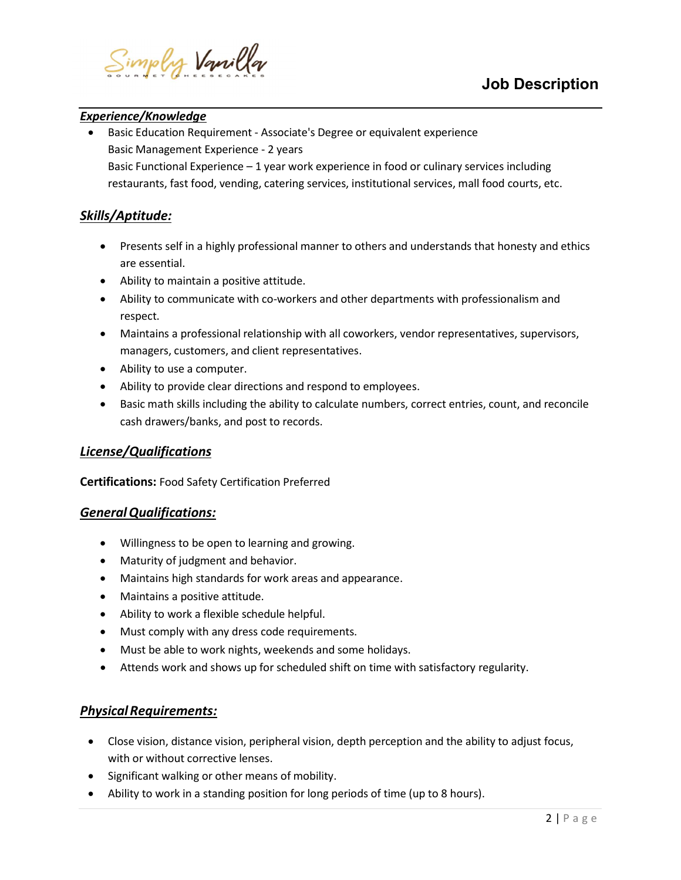## Experience/Knowledge

- Basic Education Requirement - Associate's Degree or equivalent experience
  Basic Management Experience - 2 years
  Basic Functional Experience – 1 year work experience in food or culinary services including restaurants, fast food, vending, catering services, institutional services, mall food courts, etc.

## Skills/Aptitude:

- Presents self in a highly professional manner to others and understands that honesty and ethics are essential.
- Ability to maintain a positive attitude.
- Ability to communicate with co-workers and other departments with professionalism and respect.
- Maintains a professional relationship with all coworkers, vendor representatives, supervisors, managers, customers, and client representatives.
- Ability to use a computer.
- Ability to provide clear directions and respond to employees.
- Basic math skills including the ability to calculate numbers, correct entries, count, and reconcile cash drawers/banks, and post to records.

## License/Qualifications

**Certifications:** Food Safety Certification Preferred

## General Qualifications:

- Willingness to be open to learning and growing.
- Maturity of judgment and behavior.
- Maintains high standards for work areas and appearance.
- Maintains a positive attitude.
- Ability to work a flexible schedule helpful.
- Must comply with any dress code requirements.
- Must be able to work nights, weekends and some holidays.
- Attends work and shows up for scheduled shift on time with satisfactory regularity.

## Physical Requirements:

- Close vision, distance vision, peripheral vision, depth perception and the ability to adjust focus, with or without corrective lenses.
- Significant walking or other means of mobility.
- Ability to work in a standing position for long periods of time (up to 8 hours).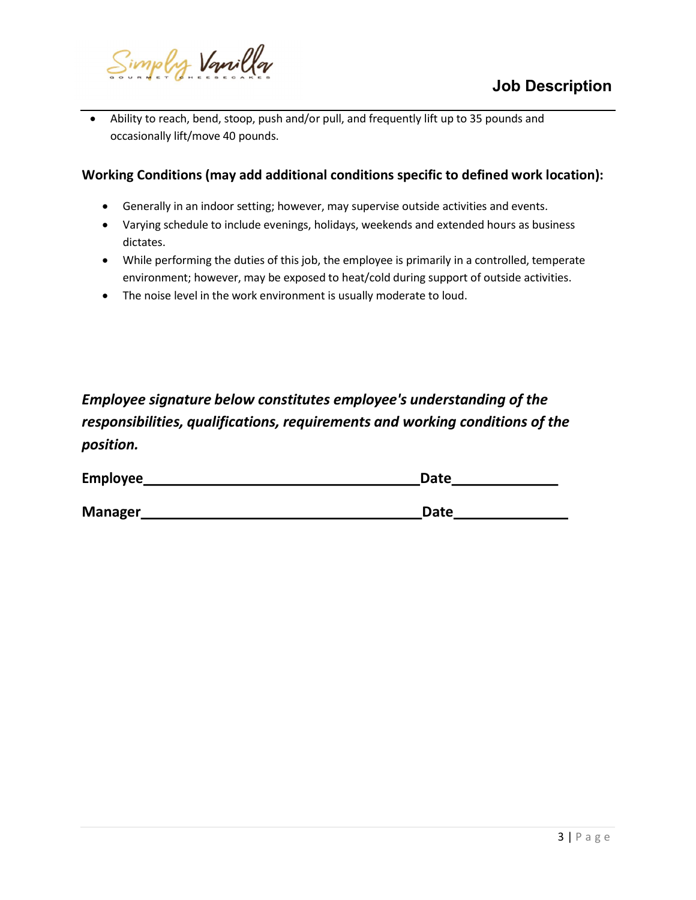- Ability to reach, bend, stoop, push and/or pull, and frequently lift up to 35 pounds and occasionally lift/move 40 pounds.

**Working Conditions (may add additional conditions specific to defined work location):**

- Generally in an indoor setting; however, may supervise outside activities and events.
- Varying schedule to include evenings, holidays, weekends and extended hours as business dictates.
- While performing the duties of this job, the employee is primarily in a controlled, temperate environment; however, may be exposed to heat/cold during support of outside activities.
- The noise level in the work environment is usually moderate to loud.

***Employee signature below constitutes employee's understanding of the responsibilities, qualifications, requirements and working conditions of the position.***

**Employee**___________________________________**Date**_____________

**Manager**___________________________________**Date**______________